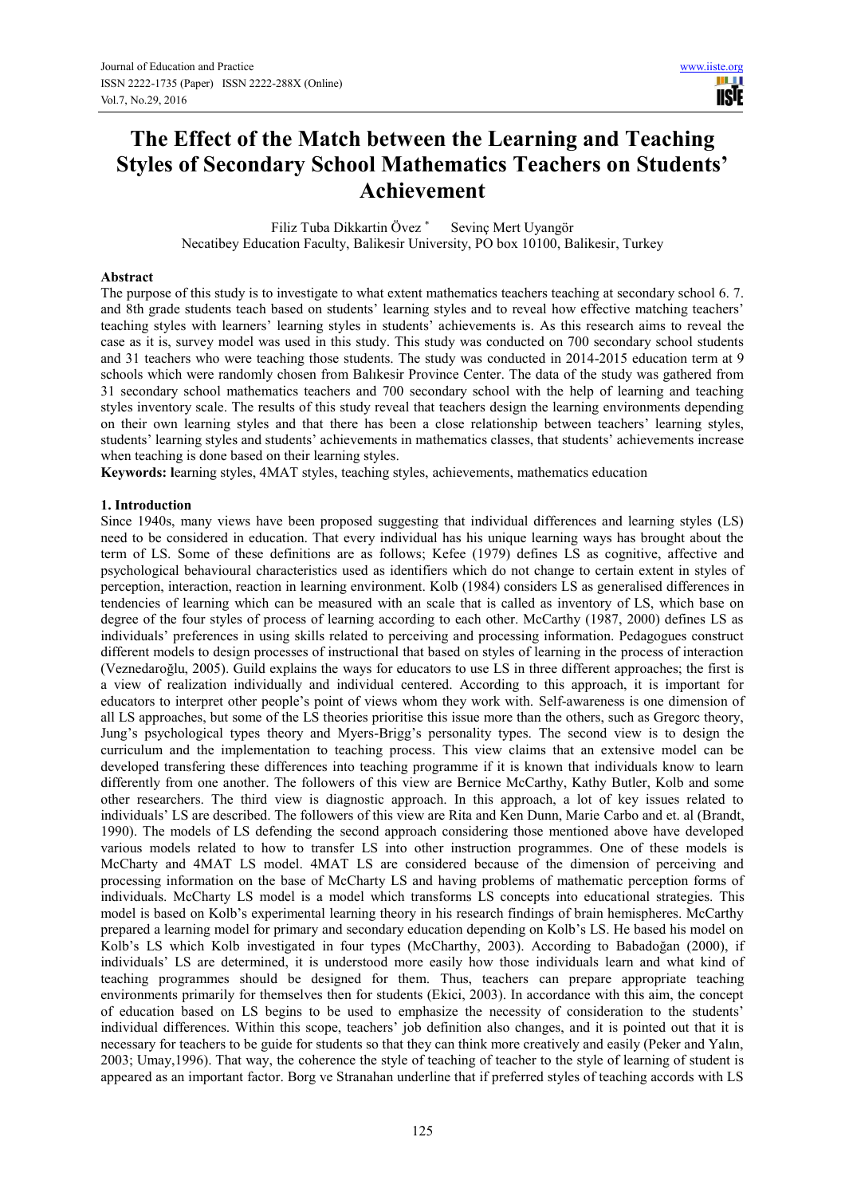# The Effect of the Match between the Learning and Teaching Styles of Secondary School Mathematics Teachers on Students' Achievement

Filiz Tuba Dikkartin Övez * Sevinç Mert Uyangör

Necatibey Education Faculty, Balikesir University, PO box 10100, Balikesir, Turkey

## Abstract

The purpose of this study is to investigate to what extent mathematics teachers teaching at secondary school 6. 7. and 8th grade students teach based on students' learning styles and to reveal how effective matching teachers' teaching styles with learners' learning styles in students' achievements is. As this research aims to reveal the case as it is, survey model was used in this study. This study was conducted on 700 secondary school students and 31 teachers who were teaching those students. The study was conducted in 2014-2015 education term at 9 schools which were randomly chosen from Balıkesir Province Center. The data of the study was gathered from 31 secondary school mathematics teachers and 700 secondary school with the help of learning and teaching styles inventory scale. The results of this study reveal that teachers design the learning environments depending on their own learning styles and that there has been a close relationship between teachers' learning styles, students' learning styles and students' achievements in mathematics classes, that students' achievements increase when teaching is done based on their learning styles.

**Keywords: l**earning styles, 4MAT styles, teaching styles, achievements, mathematics education

## 1. Introduction

Since 1940s, many views have been proposed suggesting that individual differences and learning styles (LS) need to be considered in education. That every individual has his unique learning ways has brought about the term of LS. Some of these definitions are as follows; Kefee (1979) defines LS as cognitive, affective and psychological behavioural characteristics used as identifiers which do not change to certain extent in styles of perception, interaction, reaction in learning environment. Kolb (1984) considers LS as generalised differences in tendencies of learning which can be measured with an scale that is called as inventory of LS, which base on degree of the four styles of process of learning according to each other. McCarthy (1987, 2000) defines LS as individuals' preferences in using skills related to perceiving and processing information. Pedagogues construct different models to design processes of instructional that based on styles of learning in the process of interaction (Veznedaroğlu, 2005). Guild explains the ways for educators to use LS in three different approaches; the first is a view of realization individually and individual centered. According to this approach, it is important for educators to interpret other people's point of views whom they work with. Self-awareness is one dimension of all LS approaches, but some of the LS theories prioritise this issue more than the others, such as Gregorc theory, Jung's psychological types theory and Myers-Brigg's personality types. The second view is to design the curriculum and the implementation to teaching process. This view claims that an extensive model can be developed transfering these differences into teaching programme if it is known that individuals know to learn differently from one another. The followers of this view are Bernice McCarthy, Kathy Butler, Kolb and some other researchers. The third view is diagnostic approach. In this approach, a lot of key issues related to individuals' LS are described. The followers of this view are Rita and Ken Dunn, Marie Carbo and et. al (Brandt, 1990). The models of LS defending the second approach considering those mentioned above have developed various models related to how to transfer LS into other instruction programmes. One of these models is McCharty and 4MAT LS model. 4MAT LS are considered because of the dimension of perceiving and processing information on the base of McCharty LS and having problems of mathematic perception forms of individuals. McCharty LS model is a model which transforms LS concepts into educational strategies. This model is based on Kolb's experimental learning theory in his research findings of brain hemispheres. McCarthy prepared a learning model for primary and secondary education depending on Kolb's LS. He based his model on Kolb's LS which Kolb investigated in four types (McCharthy, 2003). According to Babadoğan (2000), if individuals' LS are determined, it is understood more easily how those individuals learn and what kind of teaching programmes should be designed for them. Thus, teachers can prepare appropriate teaching environments primarily for themselves then for students (Ekici, 2003). In accordance with this aim, the concept of education based on LS begins to be used to emphasize the necessity of consideration to the students' individual differences. Within this scope, teachers' job definition also changes, and it is pointed out that it is necessary for teachers to be guide for students so that they can think more creatively and easily (Peker and Yalın, 2003; Umay,1996). That way, the coherence the style of teaching of teacher to the style of learning of student is appeared as an important factor. Borg ve Stranahan underline that if preferred styles of teaching accords with LS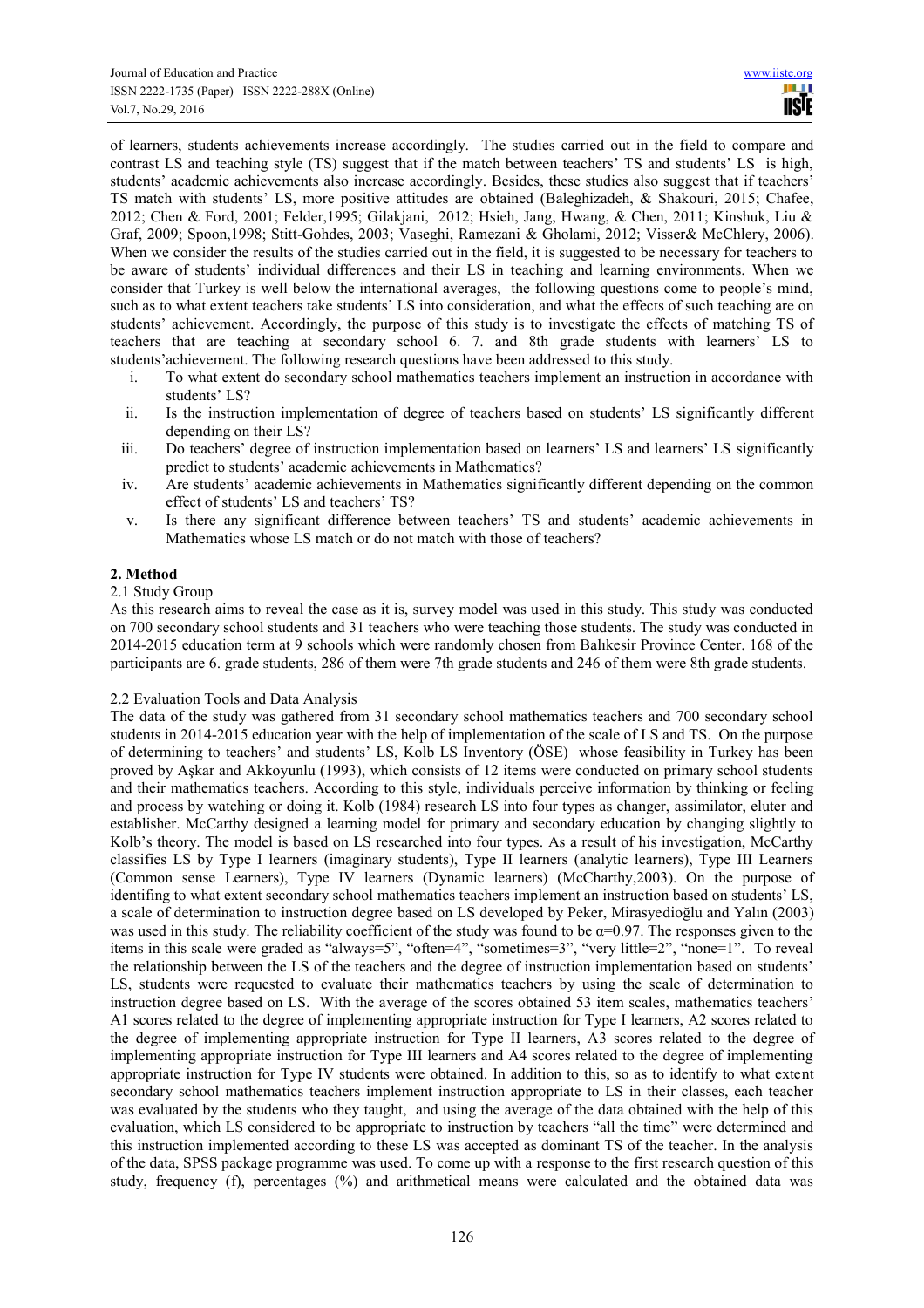of learners, students achievements increase accordingly. The studies carried out in the field to compare and contrast LS and teaching style (TS) suggest that if the match between teachers' TS and students' LS is high, students' academic achievements also increase accordingly. Besides, these studies also suggest that if teachers' TS match with students' LS, more positive attitudes are obtained (Baleghizadeh, & Shakouri, 2015; Chafee, 2012; Chen & Ford, 2001; Felder,1995; Gilakjani, 2012; Hsieh, Jang, Hwang, & Chen, 2011; Kinshuk, Liu & Graf, 2009; Spoon,1998; Stitt-Gohdes, 2003; Vaseghi, Ramezani & Gholami, 2012; Visser& McChlery, 2006). When we consider the results of the studies carried out in the field, it is suggested to be necessary for teachers to be aware of students' individual differences and their LS in teaching and learning environments. When we consider that Turkey is well below the international averages, the following questions come to people's mind, such as to what extent teachers take students' LS into consideration, and what the effects of such teaching are on students' achievement. Accordingly, the purpose of this study is to investigate the effects of matching TS of teachers that are teaching at secondary school 6. 7. and 8th grade students with learners' LS to students'achievement. The following research questions have been addressed to this study.

i. To what extent do secondary school mathematics teachers implement an instruction in accordance with students' LS?
ii. Is the instruction implementation of degree of teachers based on students' LS significantly different depending on their LS?
iii. Do teachers' degree of instruction implementation based on learners' LS and learners' LS significantly predict to students' academic achievements in Mathematics?
iv. Are students' academic achievements in Mathematics significantly different depending on the common effect of students' LS and teachers' TS?
v. Is there any significant difference between teachers' TS and students' academic achievements in Mathematics whose LS match or do not match with those of teachers?

## 2. Method

### 2.1 Study Group

As this research aims to reveal the case as it is, survey model was used in this study. This study was conducted on 700 secondary school students and 31 teachers who were teaching those students. The study was conducted in 2014-2015 education term at 9 schools which were randomly chosen from Balıkesir Province Center. 168 of the participants are 6. grade students, 286 of them were 7th grade students and 246 of them were 8th grade students.

### 2.2 Evaluation Tools and Data Analysis

The data of the study was gathered from 31 secondary school mathematics teachers and 700 secondary school students in 2014-2015 education year with the help of implementation of the scale of LS and TS. On the purpose of determining to teachers' and students' LS, Kolb LS Inventory (ÖSE) whose feasibility in Turkey has been proved by Aşkar and Akkoyunlu (1993), which consists of 12 items were conducted on primary school students and their mathematics teachers. According to this style, individuals perceive information by thinking or feeling and process by watching or doing it. Kolb (1984) research LS into four types as changer, assimilator, eluter and establisher. McCarthy designed a learning model for primary and secondary education by changing slightly to Kolb's theory. The model is based on LS researched into four types. As a result of his investigation, McCarthy classifies LS by Type I learners (imaginary students), Type II learners (analytic learners), Type III Learners (Common sense Learners), Type IV learners (Dynamic learners) (McCharthy,2003). On the purpose of identifing to what extent secondary school mathematics teachers implement an instruction based on students' LS, a scale of determination to instruction degree based on LS developed by Peker, Mirasyedioğlu and Yalın (2003) was used in this study. The reliability coefficient of the study was found to be $\alpha$=0.97. The responses given to the items in this scale were graded as "always=5", "often=4", "sometimes=3", "very little=2", "none=1". To reveal the relationship between the LS of the teachers and the degree of instruction implementation based on students' LS, students were requested to evaluate their mathematics teachers by using the scale of determination to instruction degree based on LS. With the average of the scores obtained 53 item scales, mathematics teachers' A1 scores related to the degree of implementing appropriate instruction for Type I learners, A2 scores related to the degree of implementing appropriate instruction for Type II learners, A3 scores related to the degree of implementing appropriate instruction for Type III learners and A4 scores related to the degree of implementing appropriate instruction for Type IV students were obtained. In addition to this, so as to identify to what extent secondary school mathematics teachers implement instruction appropriate to LS in their classes, each teacher was evaluated by the students who they taught, and using the average of the data obtained with the help of this evaluation, which LS considered to be appropriate to instruction by teachers "all the time" were determined and this instruction implemented according to these LS was accepted as dominant TS of the teacher. In the analysis of the data, SPSS package programme was used. To come up with a response to the first research question of this study, frequency (f), percentages (%) and arithmetical means were calculated and the obtained data was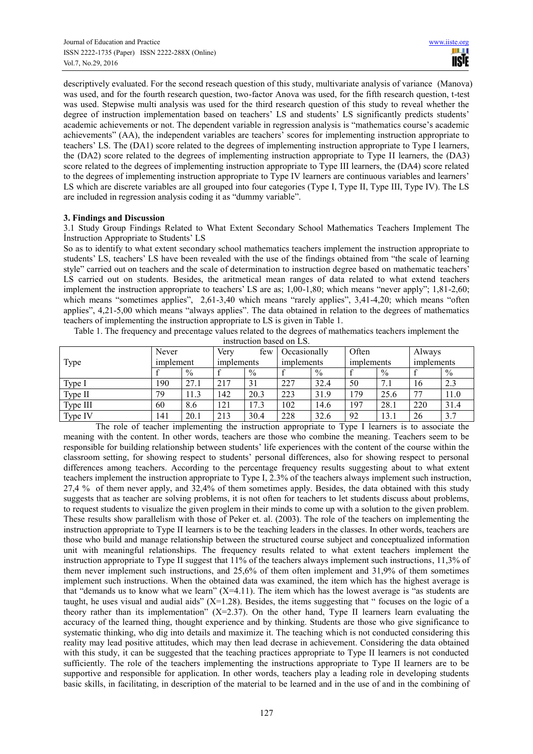descriptively evaluated. For the second reseach question of this study, multivariate analysis of variance (Manova) was used, and for the fourth research question, two-factor Anova was used, for the fifth research question, t-test was used. Stepwise multi analysis was used for the third research question of this study to reveal whether the degree of instruction implementation based on teachers' LS and students' LS significantly predicts students' academic achievements or not. The dependent variable in regression analysis is "mathematics course's academic achievements" (AA), the independent variables are teachers' scores for implementing instruction appropriate to teachers' LS. The (DA1) score related to the degrees of implementing instruction appropriate to Type I learners, the (DA2) score related to the degrees of implementing instruction appropriate to Type II learners, the (DA3) score related to the degrees of implementing instruction appropriate to Type III learners, the (DA4) score related to the degrees of implementing instruction appropriate to Type IV learners are continuous variables and learners' LS which are discrete variables are all grouped into four categories (Type I, Type II, Type III, Type IV). The LS are included in regression analysis coding it as "dummy variable".

## 3. Findings and Discussion

### 3.1 Study Group Findings Related to What Extent Secondary School Mathematics Teachers Implement The İnstruction Appropriate to Students' LS

So as to identify to what extent secondary school mathematics teachers implement the instruction appropriate to students' LS, teachers' LS have been revealed with the use of the findings obtained from "the scale of learning style" carried out on teachers and the scale of determination to instruction degree based on mathematic teachers' LS carried out on students. Besides, the aritmetical mean ranges of data related to what extend teachers implement the instruction appropriate to teachers' LS are as; 1,00-1,80; which means "never apply"; 1,81-2,60; which means "sometimes applies", 2,61-3,40 which means "rarely applies", 3,41-4,20; which means "often applies", 4,21-5,00 which means "always applies". The data obtained in relation to the degrees of mathematics teachers of implementing the instruction appropriate to LS is given in Table 1.

Table 1. The frequency and precentage values related to the degrees of mathematics teachers implement the instruction based on LS.

| Type | Never implement | | Very few implements | | Occasionally implements | | Often implements | | Always implements | |
|---|---|---|---|---|---|---|---|---|---|---|
| | f | % | f | % | f | % | f | % | f | % |
| Type I | 190 | 27.1 | 217 | 31 | 227 | 32.4 | 50 | 7.1 | 16 | 2.3 |
| Type II | 79 | 11.3 | 142 | 20.3 | 223 | 31.9 | 179 | 25.6 | 77 | 11.0 |
| Type III | 60 | 8.6 | 121 | 17.3 | 102 | 14.6 | 197 | 28.1 | 220 | 31.4 |
| Type IV | 141 | 20.1 | 213 | 30.4 | 228 | 32.6 | 92 | 13.1 | 26 | 3.7 |

The role of teacher implementing the instruction appropriate to Type I learners is to associate the meaning with the content. In other words, teachers are those who combine the meaning. Teachers seem to be responsible for building relationship between students' life experiences with the content of the course within the classroom setting, for showing respect to students' personal differences, also for showing respect to personal differences among teachers. According to the percentage frequency results suggesting about to what extent teachers implement the instruction appropriate to Type I, 2.3% of the teachers always implement such instruction, 27,4 % of them never apply, and 32,4% of them sometimes apply. Besides, the data obtained with this study suggests that as teacher are solving problems, it is not often for teachers to let students discuss about problems, to request students to visualize the given proglem in their minds to come up with a solution to the given problem. These results show parallelism with those of Peker et. al. (2003). The role of the teachers on implementing the instruction appropriate to Type II learners is to be the teaching leaders in the classes. In other words, teachers are those who build and manage relationship between the structured course subject and conceptualized information unit with meaningful relationships. The frequency results related to what extent teachers implement the instruction appropriate to Type II suggest that 11% of the teachers always implement such instructions, 11,3% of them never implement such instructions, and 25,6% of them often implement and 31,9% of them sometimes implement such instructions. When the obtained data was examined, the item which has the highest average is that "demands us to know what we learn" (X=4.11). The item which has the lowest average is "as students are taught, he uses visual and audial aids" (X=1.28). Besides, the items suggesting that " focuses on the logic of a theory rather than its implementation" (X=2.37). On the other hand, Type II learners learn evaluating the accuracy of the learned thing, thought experience and by thinking. Students are those who give significance to systematic thinking, who dig into details and maximize it. The teaching which is not conducted considering this reality may lead positive attitudes, which may then lead decrase in achievement. Considering the data obtained with this study, it can be suggested that the teaching practices appropriate to Type II learners is not conducted sufficiently. The role of the teachers implementing the instructions appropriate to Type II learners are to be supportive and responsible for application. In other words, teachers play a leading role in developing students basic skills, in facilitating, in description of the material to be learned and in the use of and in the combining of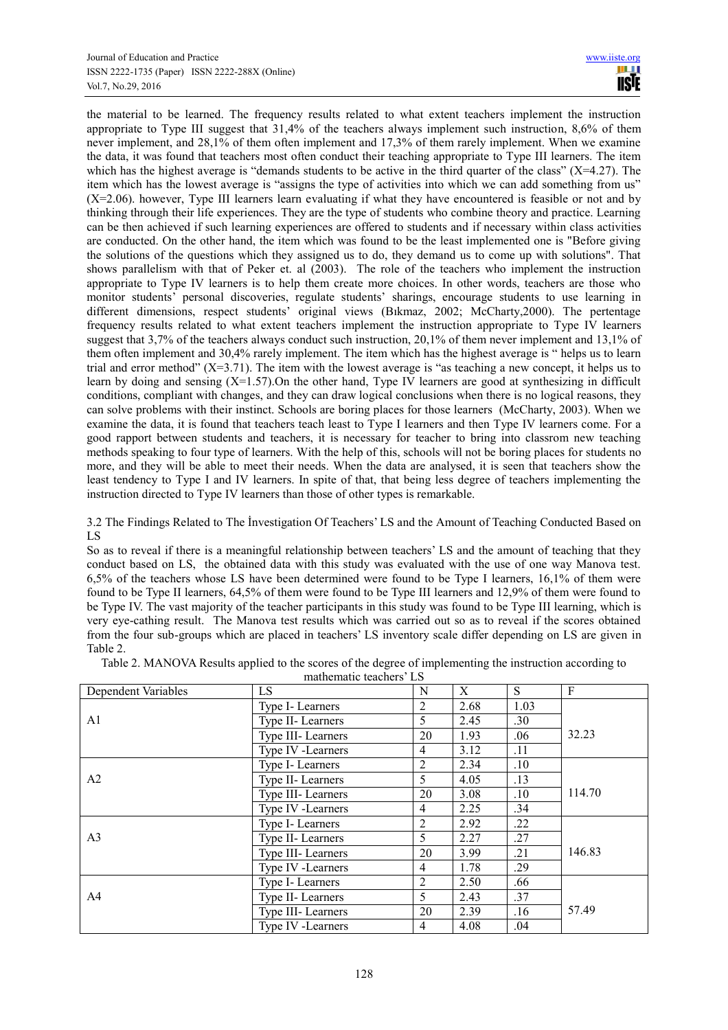the material to be learned. The frequency results related to what extent teachers implement the instruction appropriate to Type III suggest that 31,4% of the teachers always implement such instruction, 8,6% of them never implement, and 28,1% of them often implement and 17,3% of them rarely implement. When we examine the data, it was found that teachers most often conduct their teaching appropriate to Type III learners. The item which has the highest average is "demands students to be active in the third quarter of the class" (X=4.27). The item which has the lowest average is "assigns the type of activities into which we can add something from us" (X=2.06). however, Type III learners learn evaluating if what they have encountered is feasible or not and by thinking through their life experiences. They are the type of students who combine theory and practice. Learning can be then achieved if such learning experiences are offered to students and if necessary within class activities are conducted. On the other hand, the item which was found to be the least implemented one is "Before giving the solutions of the questions which they assigned us to do, they demand us to come up with solutions". That shows parallelism with that of Peker et. al (2003). The role of the teachers who implement the instruction appropriate to Type IV learners is to help them create more choices. In other words, teachers are those who monitor students' personal discoveries, regulate students' sharings, encourage students to use learning in different dimensions, respect students' original views (Bıkmaz, 2002; McCharty,2000). The pertentage frequency results related to what extent teachers implement the instruction appropriate to Type IV learners suggest that 3,7% of the teachers always conduct such instruction, 20,1% of them never implement and 13,1% of them often implement and 30,4% rarely implement. The item which has the highest average is " helps us to learn trial and error method" (X=3.71). The item with the lowest average is "as teaching a new concept, it helps us to learn by doing and sensing (X=1.57).On the other hand, Type IV learners are good at synthesizing in difficult conditions, compliant with changes, and they can draw logical conclusions when there is no logical reasons, they can solve problems with their instinct. Schools are boring places for those learners (McCharty, 2003). When we examine the data, it is found that teachers teach least to Type I learners and then Type IV learners come. For a good rapport between students and teachers, it is necessary for teacher to bring into classrom new teaching methods speaking to four type of learners. With the help of this, schools will not be boring places for students no more, and they will be able to meet their needs. When the data are analysed, it is seen that teachers show the least tendency to Type I and IV learners. In spite of that, that being less degree of teachers implementing the instruction directed to Type IV learners than those of other types is remarkable.

### 3.2 The Findings Related to The İnvestigation Of Teachers' LS and the Amount of Teaching Conducted Based on LS

So as to reveal if there is a meaningful relationship between teachers' LS and the amount of teaching that they conduct based on LS, the obtained data with this study was evaluated with the use of one way Manova test. 6,5% of the teachers whose LS have been determined were found to be Type I learners, 16,1% of them were found to be Type II learners, 64,5% of them were found to be Type III learners and 12,9% of them were found to be Type IV. The vast majority of the teacher participants in this study was found to be Type III learning, which is very eye-cathing result. The Manova test results which was carried out so as to reveal if the scores obtained from the four sub-groups which are placed in teachers' LS inventory scale differ depending on LS are given in Table 2.

Table 2. MANOVA Results applied to the scores of the degree of implementing the instruction according to mathematic teachers' LS

| Dependent Variables | LS | N | X | S | F |
|---|---|---|---|---|---|
| A1 | Type I- Learners | 2 | 2.68 | 1.03 | 32.23 |
| | Type II- Learners | 5 | 2.45 | .30 | |
| | Type III- Learners | 20 | 1.93 | .06 | |
| | Type IV -Learners | 4 | 3.12 | .11 | |
| A2 | Type I- Learners | 2 | 2.34 | .10 | 114.70 |
| | Type II- Learners | 5 | 4.05 | .13 | |
| | Type III- Learners | 20 | 3.08 | .10 | |
| | Type IV -Learners | 4 | 2.25 | .34 | |
| A3 | Type I- Learners | 2 | 2.92 | .22 | 146.83 |
| | Type II- Learners | 5 | 2.27 | .27 | |
| | Type III- Learners | 20 | 3.99 | .21 | |
| | Type IV -Learners | 4 | 1.78 | .29 | |
| A4 | Type I- Learners | 2 | 2.50 | .66 | 57.49 |
| | Type II- Learners | 5 | 2.43 | .37 | |
| | Type III- Learners | 20 | 2.39 | .16 | |
| | Type IV -Learners | 4 | 4.08 | .04 | |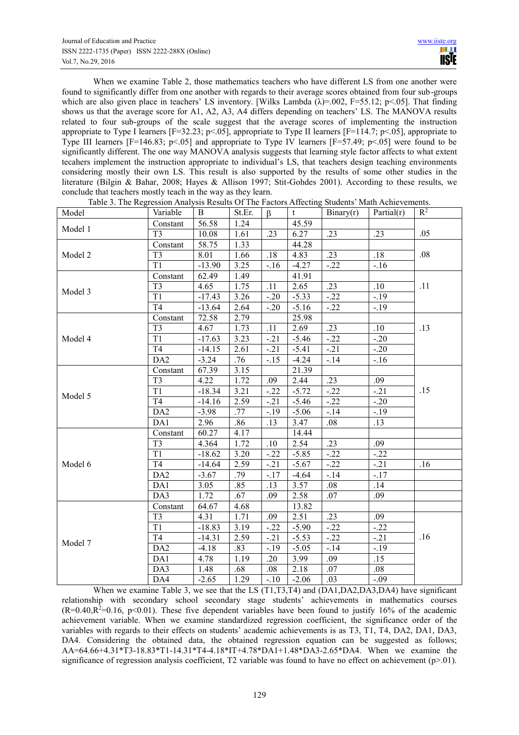When we examine Table 2, those mathematics teachers who have different LS from one another were found to significantly differ from one another with regards to their average scores obtained from four sub-groups which are also given place in teachers' LS inventory. [Wilks Lambda ($\lambda$)=.002, F=55.12; p<.05]. That finding shows us that the average score for A1, A2, A3, A4 differs depending on teachers' LS. The MANOVA results related to four sub-groups of the scale suggest that the average scores of implementing the instruction appropriate to Type I learners [F=32.23; p<.05], appropriate to Type II learners [F=114.7; p<.05], appropriate to Type III learners [F=146.83; p<.05] and appropriate to Type IV learners [F=57.49; p<.05] were found to be significantly different. The one way MANOVA analysis suggests that learning style factor affects to what extent tecahers implement the instruction appropriate to individual's LS, that teachers design teaching environments considering mostly their own LS. This result is also supported by the results of some other studies in the literature (Bilgin & Bahar, 2008; Hayes & Allison 1997; Stit-Gohdes 2001). According to these results, we conclude that teachers mostly teach in the way as they learn.

Table 3. The Regression Analysis Results Of The Factors Affecting Students' Math Achievements.

| Model | Variable | B | St.Er. | β | t | Binary(r) | Partial(r) | $R^2$ |
|---|---|---|---|---|---|---|---|---|
| Model 1 | Constant | 56.58 | 1.24 | | 45.59 | | | |
| | T3 | 10.08 | 1.61 | .23 | 6.27 | .23 | .23 | .05 |
| Model 2 | Constant | 58.75 | 1.33 | | 44.28 | | | |
| | T3 | 8.01 | 1.66 | .18 | 4.83 | .23 | .18 | .08 |
| | T1 | -13.90 | 3.25 | -.16 | -4.27 | -.22 | -.16 | |
| Model 3 | Constant | 62.49 | 1.49 | | 41.91 | | | |
| | T3 | 4.65 | 1.75 | .11 | 2.65 | .23 | .10 | .11 |
| | T1 | -17.43 | 3.26 | -.20 | -5.33 | -.22 | -.19 | |
| | T4 | -13.64 | 2.64 | -.20 | -5.16 | -.22 | -.19 | |
| Model 4 | Constant | 72.58 | 2.79 | | 25.98 | | | |
| | T3 | 4.67 | 1.73 | .11 | 2.69 | .23 | .10 | .13 |
| | T1 | -17.63 | 3.23 | -.21 | -5.46 | -.22 | -.20 | |
| | T4 | -14.15 | 2.61 | -.21 | -5.41 | -.21 | -.20 | |
| | DA2 | -3.24 | .76 | -.15 | -4.24 | -.14 | -.16 | |
| Model 5 | Constant | 67.39 | 3.15 | | 21.39 | | | |
| | T3 | 4.22 | 1.72 | .09 | 2.44 | .23 | .09 | |
| | T1 | -18.34 | 3.21 | -.22 | -5.72 | -.22 | -.21 | .15 |
| | T4 | -14.16 | 2.59 | -.21 | -5.46 | -.22 | -.20 | |
| | DA2 | -3.98 | .77 | -.19 | -5.06 | -.14 | -.19 | |
| | DA1 | 2.96 | .86 | .13 | 3.47 | .08 | .13 | |
| Model 6 | Constant | 60.27 | 4.17 | | 14.44 | | | |
| | T3 | 4.364 | 1.72 | .10 | 2.54 | .23 | .09 | |
| | T1 | -18.62 | 3.20 | -.22 | -5.85 | -.22 | -.22 | |
| | T4 | -14.64 | 2.59 | -.21 | -5.67 | -.22 | -.21 | .16 |
| | DA2 | -3.67 | .79 | -.17 | -4.64 | -.14 | -.17 | |
| | DA1 | 3.05 | .85 | .13 | 3.57 | .08 | .14 | |
| | DA3 | 1.72 | .67 | .09 | 2.58 | .07 | .09 | |
| Model 7 | Constant | 64.67 | 4.68 | | 13.82 | | | |
| | T3 | 4.31 | 1.71 | .09 | 2.51 | .23 | .09 | |
| | T1 | -18.83 | 3.19 | -.22 | -5.90 | -.22 | -.22 | |
| | T4 | -14.31 | 2.59 | -.21 | -5.53 | -.22 | -.21 | .16 |
| | DA2 | -4.18 | .83 | -.19 | -5.05 | -.14 | -.19 | |
| | DA1 | 4.78 | 1.19 | .20 | 3.99 | .09 | .15 | |
| | DA3 | 1.48 | .68 | .08 | 2.18 | .07 | .08 | |
| | DA4 | -2.65 | 1.29 | -.10 | -2.06 | .03 | -.09 | |

When we examine Table 3, we see that the LS (T1,T3,T4) and (DA1,DA2,DA3,DA4) have significant relationship with secondary school secondary stage students' achievements in mathematics courses ($R=0.40, R^2=0.16$, $p<0.01$). These five dependent variables have been found to justify 16% of the academic achievement variable. When we examine standardized regression coefficient, the significance order of the variables with regards to their effects on students' academic achievements is as T3, T1, T4, DA2, DA1, DA3, DA4. Considering the obtained data, the obtained regression equation can be suggested as follows; AA=64.66+4.31*T3-18.83*T1-14.31*T4-4.18*IT+4.78*DA1+1.48*DA3-2.65*DA4. When we examine the significance of regression analysis coefficient, T2 variable was found to have no effect on achievement (p>.01).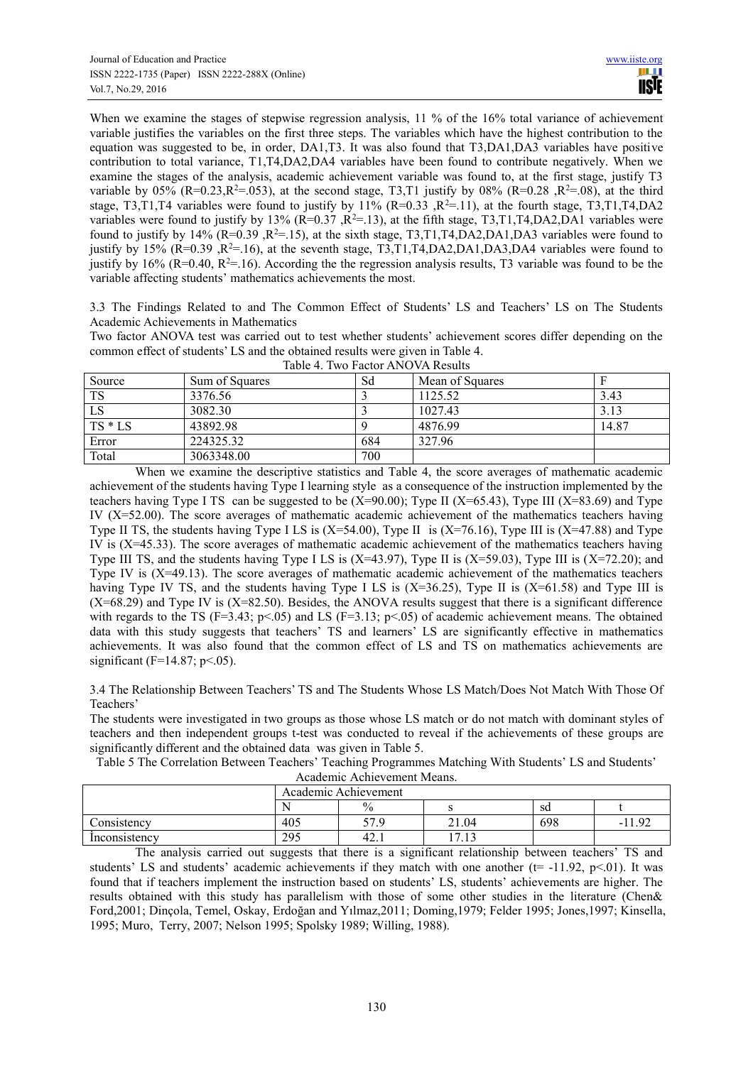When we examine the stages of stepwise regression analysis, 11 % of the 16% total variance of achievement variable justifies the variables on the first three steps. The variables which have the highest contribution to the equation was suggested to be, in order, DA1,T3. It was also found that T3,DA1,DA3 variables have positive contribution to total variance, T1,T4,DA2,DA4 variables have been found to contribute negatively. When we examine the stages of the analysis, academic achievement variable was found to, at the first stage, justify T3 variable by 05% ($R=0.23, R^2=.053$), at the second stage, T3,T1 justify by 08% ($R=0.28, R^2=.08$), at the third stage, T3,T1,T4 variables were found to justify by 11% ($R=0.33, R^2=.11$), at the fourth stage, T3,T1,T4,DA2 variables were found to justify by 13% ($R=0.37, R^2=.13$), at the fifth stage, T3,T1,T4,DA2,DA1 variables were found to justify by 14% ($R=0.39, R^2=.15$), at the sixth stage, T3,T1,T4,DA2,DA1,DA3 variables were found to justify by 15% ($R=0.39, R^2=.16$), at the seventh stage, T3,T1,T4,DA2,DA1,DA3,DA4 variables were found to justify by 16% ($R=0.40, R^2=.16$). According the the regression analysis results, T3 variable was found to be the variable affecting students' mathematics achievements the most.

3.3 The Findings Related to and The Common Effect of Students' LS and Teachers' LS on The Students Academic Achievements in Mathematics

Two factor ANOVA test was carried out to test whether students' achievement scores differ depending on the common effect of students' LS and the obtained results were given in Table 4.

Table 4. Two Factor ANOVA Results

| Source | Sum of Squares | Sd | Mean of Squares | F |
|---|---|---|---|---|
| TS | 3376.56 | 3 | 1125.52 | 3.43 |
| LS | 3082.30 | 3 | 1027.43 | 3.13 |
| TS * LS | 43892.98 | 9 | 4876.99 | 14.87 |
| Error | 224325.32 | 684 | 327.96 | |
| Total | 3063348.00 | 700 | | |

When we examine the descriptive statistics and Table 4, the score averages of mathematic academic achievement of the students having Type I learning style as a consequence of the instruction implemented by the teachers having Type I TS can be suggested to be ($\bar{X}=90.00$); Type II ($\bar{X}=65.43$), Type III ($\bar{X}=83.69$) and Type IV ($\bar{X}=52.00$). The score averages of mathematic academic achievement of the mathematics teachers having Type II TS, the students having Type I LS is ($\bar{X}=54.00$), Type II is ($\bar{X}=76.16$), Type III is ($\bar{X}=47.88$) and Type IV is ($\bar{X}=45.33$). The score averages of mathematic academic achievement of the mathematics teachers having Type III TS, and the students having Type I LS is ($\bar{X}=43.97$), Type II is ($\bar{X}=59.03$), Type III is ($\bar{X}=72.20$); and Type IV is ($\bar{X}=49.13$). The score averages of mathematic academic achievement of the mathematics teachers having Type IV TS, and the students having Type I LS is ($\bar{X}=36.25$), Type II is ($\bar{X}=61.58$) and Type III is ($\bar{X}=68.29$) and Type IV is ($\bar{X}=82.50$). Besides, the ANOVA results suggest that there is a significant difference with regards to the TS ($F=3.43; p<.05$) and LS ($F=3.13; p<.05$) of academic achievement means. The obtained data with this study suggests that teachers' TS and learners' LS are significantly effective in mathematics achievements. It was also found that the common effect of LS and TS on mathematics achievements are significant ($F=14.87; p<.05$).

3.4 The Relationship Between Teachers' TS and The Students Whose LS Match/Does Not Match With Those Of Teachers'

The students were investigated in two groups as those whose LS match or do not match with dominant styles of teachers and then independent groups t-test was conducted to reveal if the achievements of these groups are significantly different and the obtained data was given in Table 5.

Table 5 The Correlation Between Teachers' Teaching Programmes Matching With Students' LS and Students' Academic Achievement Means.

| | Academic Achievement | | | | |
|---|---|---|---|---|---|
| | N | % | s | sd | t |
| Consistency | 405 | 57.9 | 21.04 | 698 | -11.92 |
| İnconsistency | 295 | 42.1 | 17.13 | | |

The analysis carried out suggests that there is a significant relationship between teachers' TS and students' LS and students' academic achievements if they match with one another ($t= -11.92, p<.01$). It was found that if teachers implement the instruction based on students' LS, students' achievements are higher. The results obtained with this study has parallelism with those of some other studies in the literature (Chen& Ford,2001; Dinçola, Temel, Oskay, Erdoğan and Yılmaz,2011; Doming,1979; Felder 1995; Jones,1997; Kinsella, 1995; Muro, Terry, 2007; Nelson 1995; Spolsky 1989; Willing, 1988).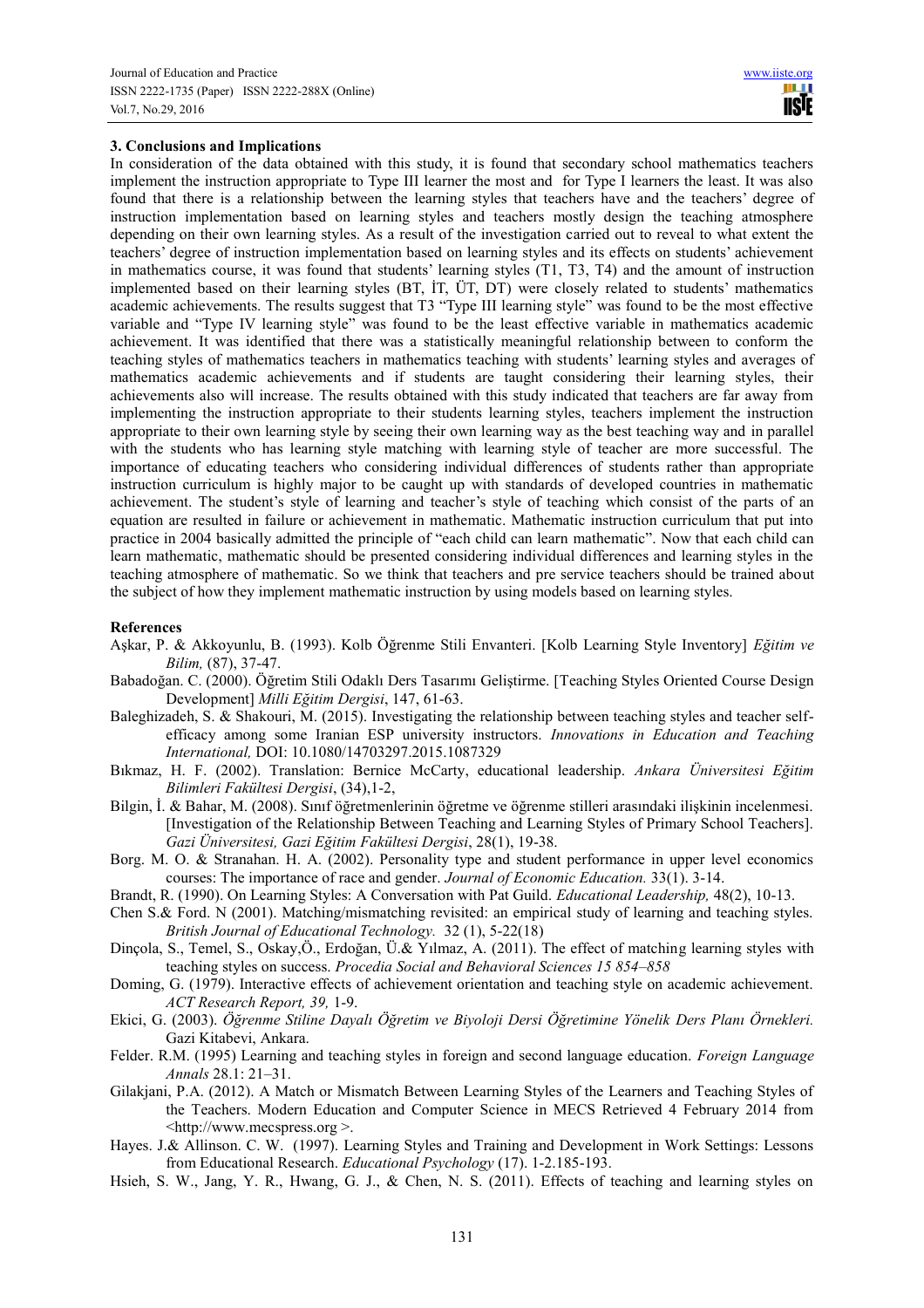## 3. Conclusions and Implications

In consideration of the data obtained with this study, it is found that secondary school mathematics teachers implement the instruction appropriate to Type III learner the most and for Type I learners the least. It was also found that there is a relationship between the learning styles that teachers have and the teachers' degree of instruction implementation based on learning styles and teachers mostly design the teaching atmosphere depending on their own learning styles. As a result of the investigation carried out to reveal to what extent the teachers' degree of instruction implementation based on learning styles and its effects on students' achievement in mathematics course, it was found that students' learning styles (T1, T3, T4) and the amount of instruction implemented based on their learning styles (BT, İT, ÜT, DT) were closely related to students' mathematics academic achievements. The results suggest that T3 "Type III learning style" was found to be the most effective variable and "Type IV learning style" was found to be the least effective variable in mathematics academic achievement. It was identified that there was a statistically meaningful relationship between to conform the teaching styles of mathematics teachers in mathematics teaching with students' learning styles and averages of mathematics academic achievements and if students are taught considering their learning styles, their achievements also will increase. The results obtained with this study indicated that teachers are far away from implementing the instruction appropriate to their students learning styles, teachers implement the instruction appropriate to their own learning style by seeing their own learning way as the best teaching way and in parallel with the students who has learning style matching with learning style of teacher are more successful. The importance of educating teachers who considering individual differences of students rather than appropriate instruction curriculum is highly major to be caught up with standards of developed countries in mathematic achievement. The student's style of learning and teacher's style of teaching which consist of the parts of an equation are resulted in failure or achievement in mathematic. Mathematic instruction curriculum that put into practice in 2004 basically admitted the principle of "each child can learn mathematic". Now that each child can learn mathematic, mathematic should be presented considering individual differences and learning styles in the teaching atmosphere of mathematic. So we think that teachers and pre service teachers should be trained about the subject of how they implement mathematic instruction by using models based on learning styles.

## References

Aşkar, P. & Akkoyunlu, B. (1993). Kolb Öğrenme Stili Envanteri. [Kolb Learning Style Inventory] *Eğitim ve Bilim,* (87), 37-47.

Babadoğan. C. (2000). Öğretim Stili Odaklı Ders Tasarımı Geliştirme. [Teaching Styles Oriented Course Design Development] *Milli Eğitim Dergisi*, 147, 61-63.

Baleghizadeh, S. & Shakouri, M. (2015). Investigating the relationship between teaching styles and teacher self-efficacy among some Iranian ESP university instructors. *Innovations in Education and Teaching International,* DOI: 10.1080/14703297.2015.1087329

Bıkmaz, H. F. (2002). Translation: Bernice McCarty, educational leadership. *Ankara Üniversitesi Eğitim Bilimleri Fakültesi Dergisi*, (34),1-2,

Bilgin, İ. & Bahar, M. (2008). Sınıf öğretmenlerinin öğretme ve öğrenme stilleri arasındaki ilişkinin incelenmesi. [Investigation of the Relationship Between Teaching and Learning Styles of Primary School Teachers]. *Gazi Üniversitesi, Gazi Eğitim Fakültesi Dergisi*, 28(1), 19-38.

Borg. M. O. & Stranahan. H. A. (2002). Personality type and student performance in upper level economics courses: The importance of race and gender. *Journal of Economic Education.* 33(1). 3-14.

Brandt, R. (1990). On Learning Styles: A Conversation with Pat Guild. *Educational Leadership,* 48(2), 10-13.

Chen S.& Ford. N (2001). Matching/mismatching revisited: an empirical study of learning and teaching styles. *British Journal of Educational Technology.* 32 (1), 5-22(18)

Dinçola, S., Temel, S., Oskay,Ö., Erdoğan, Ü.& Yılmaz, A. (2011). The effect of matching learning styles with teaching styles on success. *Procedia Social and Behavioral Sciences 15 854–858*

Doming, G. (1979). Interactive effects of achievement orientation and teaching style on academic achievement. *ACT Research Report, 39,* 1-9.

Ekici, G. (2003). *Öğrenme Stiline Dayalı Öğretim ve Biyoloji Dersi Öğretimine Yönelik Ders Planı Örnekleri.* Gazi Kitabevi, Ankara.

Felder. R.M. (1995) Learning and teaching styles in foreign and second language education. *Foreign Language Annals* 28.1: 21–31.

Gilakjani, P.A. (2012). A Match or Mismatch Between Learning Styles of the Learners and Teaching Styles of the Teachers. Modern Education and Computer Science in MECS Retrieved 4 February 2014 from <http://www.mecspress.org >.

Hayes. J.& Allinson. C. W. (1997). Learning Styles and Training and Development in Work Settings: Lessons from Educational Research. *Educational Psychology* (17). 1-2.185-193.

Hsieh, S. W., Jang, Y. R., Hwang, G. J., & Chen, N. S. (2011). Effects of teaching and learning styles on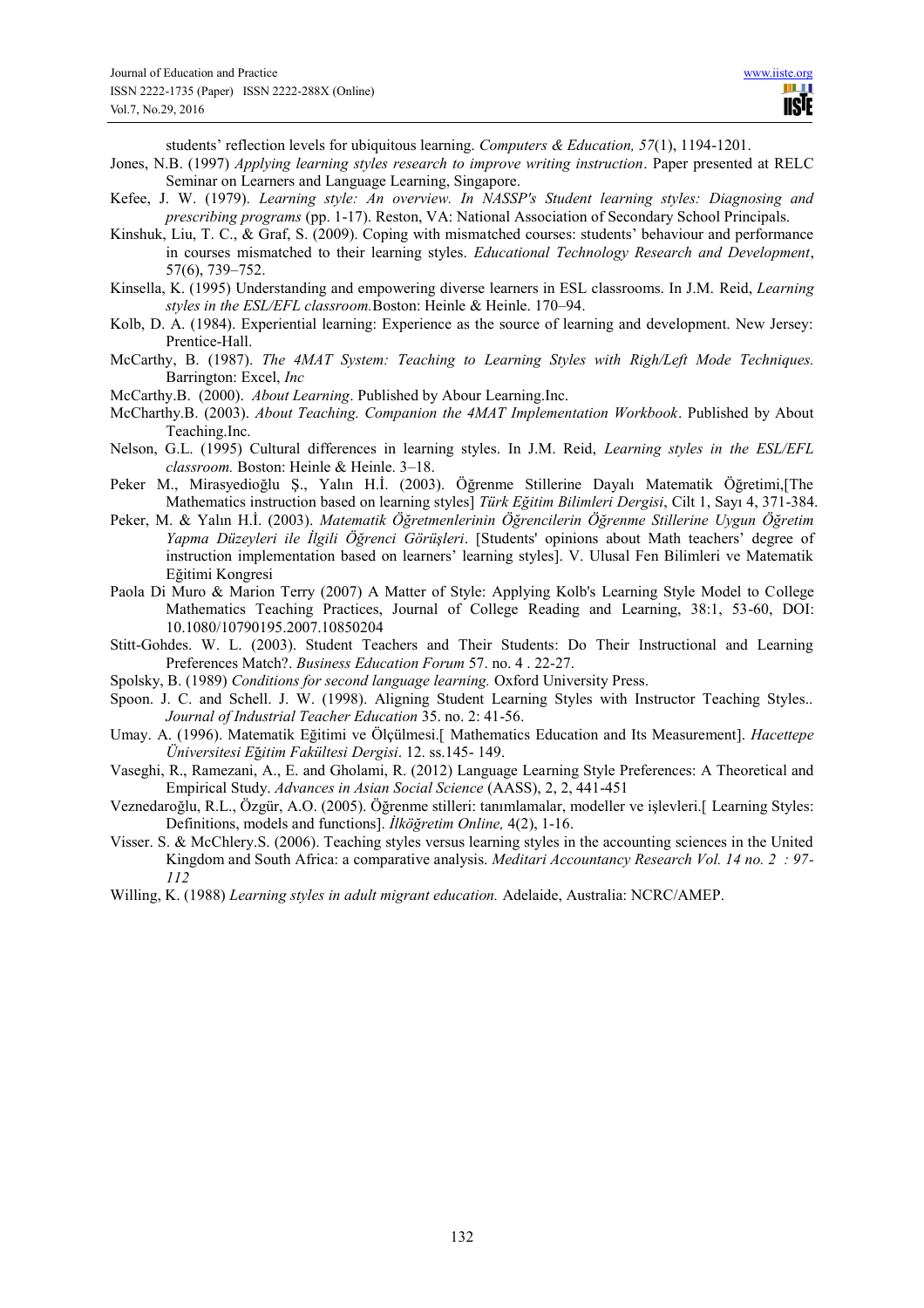students' reflection levels for ubiquitous learning. *Computers & Education, 57*(1), 1194-1201.

Jones, N.B. (1997) *Applying learning styles research to improve writing instruction*. Paper presented at RELC Seminar on Learners and Language Learning, Singapore.

Kefee, J. W. (1979). *Learning style: An overview. In NASSP's Student learning styles: Diagnosing and prescribing programs* (pp. 1-17). Reston, VA: National Association of Secondary School Principals.

Kinshuk, Liu, T. C., & Graf, S. (2009). Coping with mismatched courses: students' behaviour and performance in courses mismatched to their learning styles. *Educational Technology Research and Development*, 57(6), 739–752.

Kinsella, K. (1995) Understanding and empowering diverse learners in ESL classrooms. In J.M. Reid, *Learning styles in the ESL/EFL classroom.*Boston: Heinle & Heinle. 170–94.

Kolb, D. A. (1984). Experiential learning: Experience as the source of learning and development. New Jersey: Prentice-Hall.

McCarthy, B. (1987). *The 4MAT System: Teaching to Learning Styles with Righ/Left Mode Techniques.* Barrington: Excel, *Inc*

McCarthy.B. (2000). *About Learning*. Published by Abour Learning.Inc.

McCharthy.B. (2003). *About Teaching. Companion the 4MAT Implementation Workbook*. Published by About Teaching.Inc.

Nelson, G.L. (1995) Cultural differences in learning styles. In J.M. Reid, *Learning styles in the ESL/EFL classroom.* Boston: Heinle & Heinle. 3–18.

Peker M., Mirasyedioğlu Ş., Yalın H.İ. (2003). Öğrenme Stillerine Dayalı Matematik Öğretimi,[The Mathematics instruction based on learning styles] *Türk Eğitim Bilimleri Dergisi*, Cilt 1, Sayı 4, 371-384.

Peker, M. & Yalın H.İ. (2003). *Matematik Öğretmenlerinin Öğrencilerin Öğrenme Stillerine Uygun Öğretim Yapma Düzeyleri ile İlgili Öğrenci Görüşleri*. [Students' opinions about Math teachers' degree of instruction implementation based on learners' learning styles]. V. Ulusal Fen Bilimleri ve Matematik Eğitimi Kongresi

Paola Di Muro & Marion Terry (2007) A Matter of Style: Applying Kolb's Learning Style Model to College Mathematics Teaching Practices, Journal of College Reading and Learning, 38:1, 53-60, DOI: 10.1080/10790195.2007.10850204

Stitt-Gohdes. W. L. (2003). Student Teachers and Their Students: Do Their Instructional and Learning Preferences Match?. *Business Education Forum* 57. no. 4 . 22-27.

Spolsky, B. (1989) *Conditions for second language learning.* Oxford University Press.

Spoon. J. C. and Schell. J. W. (1998). Aligning Student Learning Styles with Instructor Teaching Styles.. *Journal of Industrial Teacher Education* 35. no. 2: 41-56.

Umay. A. (1996). Matematik Eğitimi ve Ölçülmesi.[ Mathematics Education and Its Measurement]. *Hacettepe Üniversitesi Eğitim Fakültesi Dergisi*. 12. ss.145- 149.

Vaseghi, R., Ramezani, A., E. and Gholami, R. (2012) Language Learning Style Preferences: A Theoretical and Empirical Study. *Advances in Asian Social Science* (AASS), 2, 2, 441-451

Veznedaroğlu, R.L., Özgür, A.O. (2005). Öğrenme stilleri: tanımlamalar, modeller ve işlevleri.[ Learning Styles: Definitions, models and functions]. *İlköğretim Online,* 4(2), 1-16.

Visser. S. & McChlery.S. (2006). Teaching styles versus learning styles in the accounting sciences in the United Kingdom and South Africa: a comparative analysis. *Meditari Accountancy Research Vol. 14 no. 2 : 97-112*

Willing, K. (1988) *Learning styles in adult migrant education.* Adelaide, Australia: NCRC/AMEP.